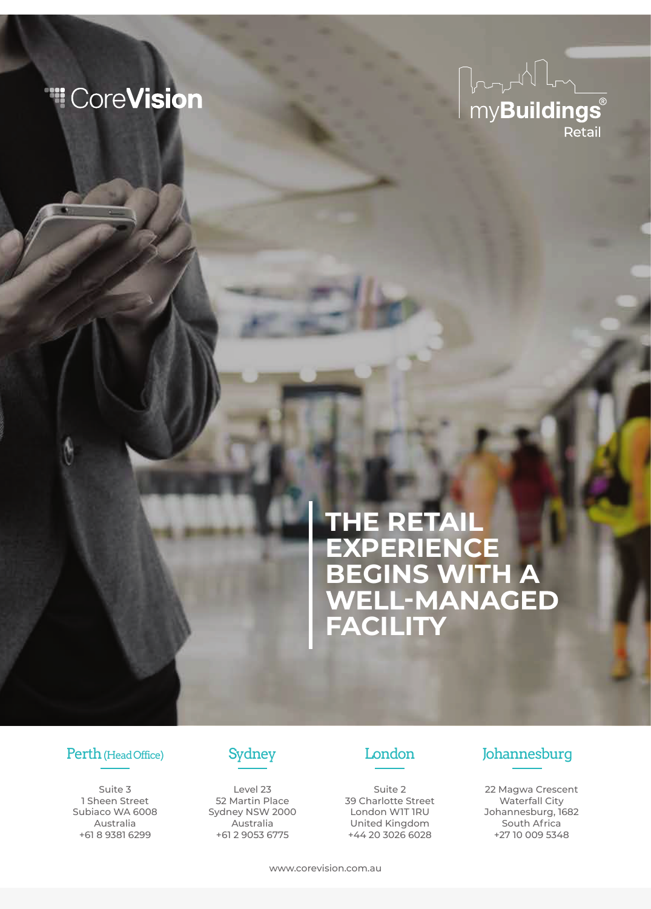CoreVision

myBuildings®
Retail

# THE RETAIL EXPERIENCE BEGINS WITH A WELL-MANAGED FACILITY

### Perth (Head Office)

Suite 3
1 Sheen Street
Subiaco WA 6008
Australia
+61 8 9381 6299

### Sydney

Level 23
52 Martin Place
Sydney NSW 2000
Australia
+61 2 9053 6775

### London

Suite 2
39 Charlotte Street
London W1T 1RU
United Kingdom
+44 20 3026 6028

### Johannesburg

22 Magwa Crescent
Waterfall City
Johannesburg, 1682
South Africa
+27 10 009 5348

www.corevision.com.au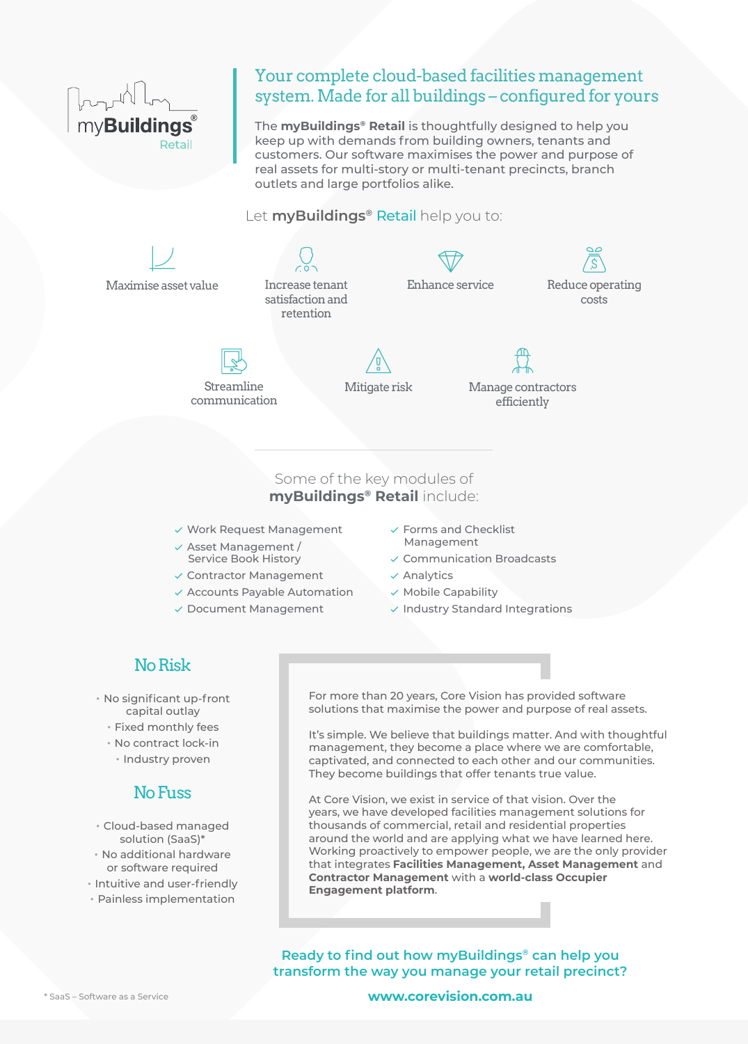myBuildings® Retail

## Your complete cloud-based facilities management system. Made for all buildings – configured for yours

The **myBuildings® Retail** is thoughtfully designed to help you keep up with demands from building owners, tenants and customers. Our software maximises the power and purpose of real assets for multi-story or multi-tenant precincts, branch outlets and large portfolios alike.

Let **myBuildings® Retail** help you to:

- Maximise asset value
- Increase tenant satisfaction and retention
- Enhance service
- Reduce operating costs
- Streamline communication
- Mitigate risk
- Manage contractors efficiently

Some of the key modules of **myBuildings® Retail** include:

- Work Request Management
- Asset Management / Service Book History
- Contractor Management
- Accounts Payable Automation
- Document Management
- Forms and Checklist Management
- Communication Broadcasts
- Analytics
- Mobile Capability
- Industry Standard Integrations

## No Risk

- No significant up-front capital outlay
- Fixed monthly fees
- No contract lock-in
- Industry proven

## No Fuss

- Cloud-based managed solution (SaaS)*
- No additional hardware or software required
- Intuitive and user-friendly
- Painless implementation

For more than 20 years, Core Vision has provided software solutions that maximise the power and purpose of real assets.

It's simple. We believe that buildings matter. And with thoughtful management, they become a place where we are comfortable, captivated, and connected to each other and our communities. They become buildings that offer tenants true value.

At Core Vision, we exist in service of that vision. Over the years, we have developed facilities management solutions for thousands of commercial, retail and residential properties around the world and are applying what we have learned here. Working proactively to empower people, we are the only provider that integrates **Facilities Management, Asset Management** and **Contractor Management** with a **world-class Occupier Engagement platform**.

**Ready to find out how myBuildings® can help you transform the way you manage your retail precinct?**

**www.corevision.com.au**

* SaaS – Software as a Service